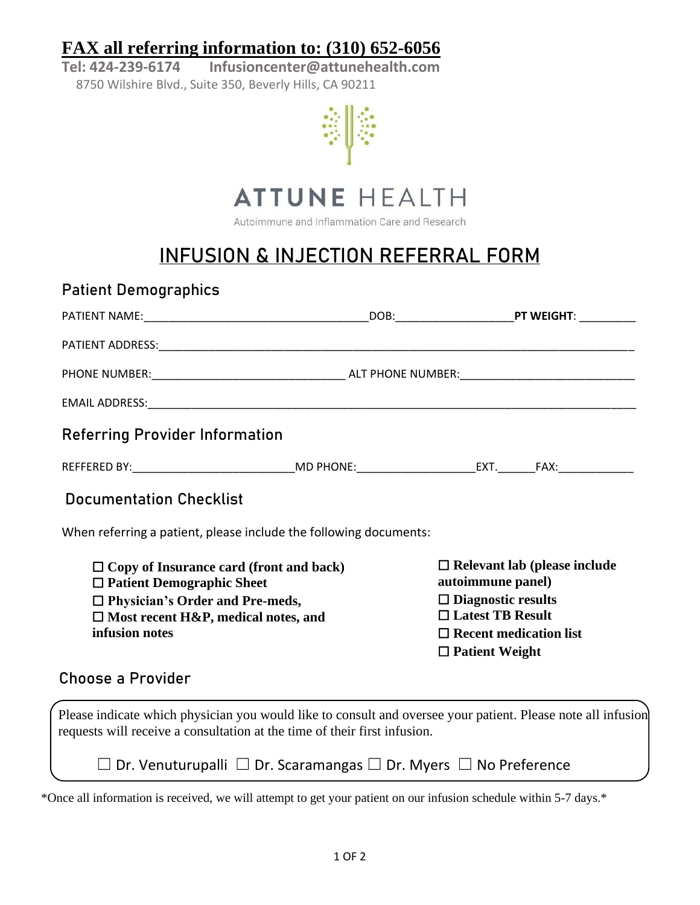**FAX all referring information to: (310) 652-6056**

**Tel: 424-239-6174** **Infusioncenter@attunehealth.com**

8750 Wilshire Blvd., Suite 350, Beverly Hills, CA 90211

ATTUNE HEALTH

Autoimmune and Inflammation Care and Research

# INFUSION & INJECTION REFERRAL FORM

## Patient Demographics

PATIENT NAME:_________________________________DOB:_________________**PT WEIGHT**: _________

PATIENT ADDRESS:_______________________________________________________________________

PHONE NUMBER:____________________________ ALT PHONE NUMBER:__________________________

EMAIL ADDRESS:________________________________________________________________________

## Referring Provider Information

REFFERED BY:________________________MD PHONE:__________________EXT.______FAX:____________

## Documentation Checklist

When referring a patient, please include the following documents:

- ☐ **Copy of Insurance card (front and back)**
- ☐ **Patient Demographic Sheet**
- ☐ **Physician's Order and Pre-meds,**
- ☐ **Most recent H&P, medical notes, and infusion notes**
- ☐ **Relevant lab (please include autoimmune panel)**
- ☐ **Diagnostic results**
- ☐ **Latest TB Result**
- ☐ **Recent medication list**
- ☐ **Patient Weight**

## Choose a Provider

Please indicate which physician you would like to consult and oversee your patient. Please note all infusion requests will receive a consultation at the time of their first infusion.

☐ Dr. Venuturupalli ☐ Dr. Scaramangas ☐ Dr. Myers ☐ No Preference

*Once all information is received, we will attempt to get your patient on our infusion schedule within 5-7 days.*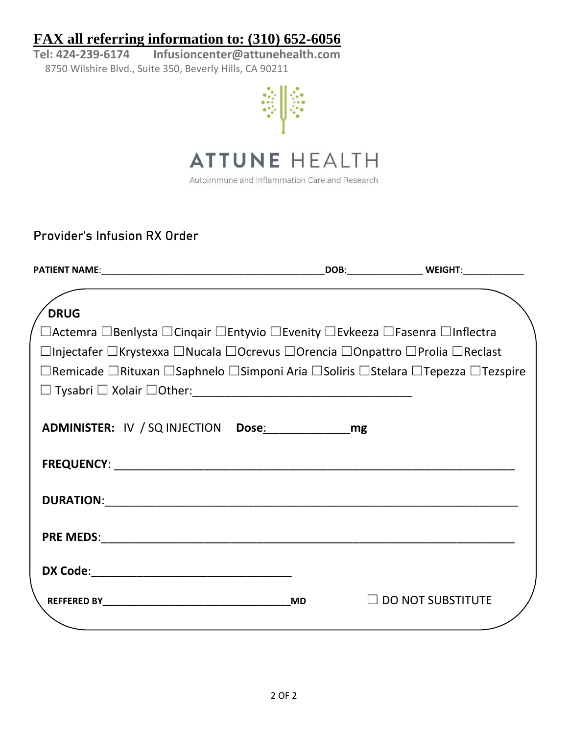**FAX all referring information to: (310) 652-6056**

**Tel: 424-239-6174** **Infusioncenter@attunehealth.com**

8750 Wilshire Blvd., Suite 350, Beverly Hills, CA 90211

ATTUNE HEALTH

Autoimmune and Inflammation Care and Research

## Provider's Infusion RX Order

**PATIENT NAME**:_____________________________________________ **DOB**:_______________ **WEIGHT**:____________

**DRUG**

☐Actemra ☐Benlysta ☐Cinqair ☐Entyvio ☐Evenity ☐Evkeeza ☐Fasenra ☐Inflectra
☐Injectafer ☐Krystexxa ☐Nucala ☐Ocrevus ☐Orencia ☐Onpattro ☐Prolia ☐Reclast
☐Remicade ☐Rituxan ☐Saphnelo ☐Simponi Aria ☐Soliris ☐Stelara ☐Tepezza ☐Tezspire
☐ Tysabri ☐ Xolair ☐Other:___________________________________

**ADMINISTER:** IV / SQ INJECTION **Dose**:_____________**mg**

**FREQUENCY**: _________________________________________________________________

**DURATION**:__________________________________________________________________

**PRE MEDS**:__________________________________________________________________

**DX Code**:________________________________

**REFFERED BY**___________________________________**MD** ☐ DO NOT SUBSTITUTE